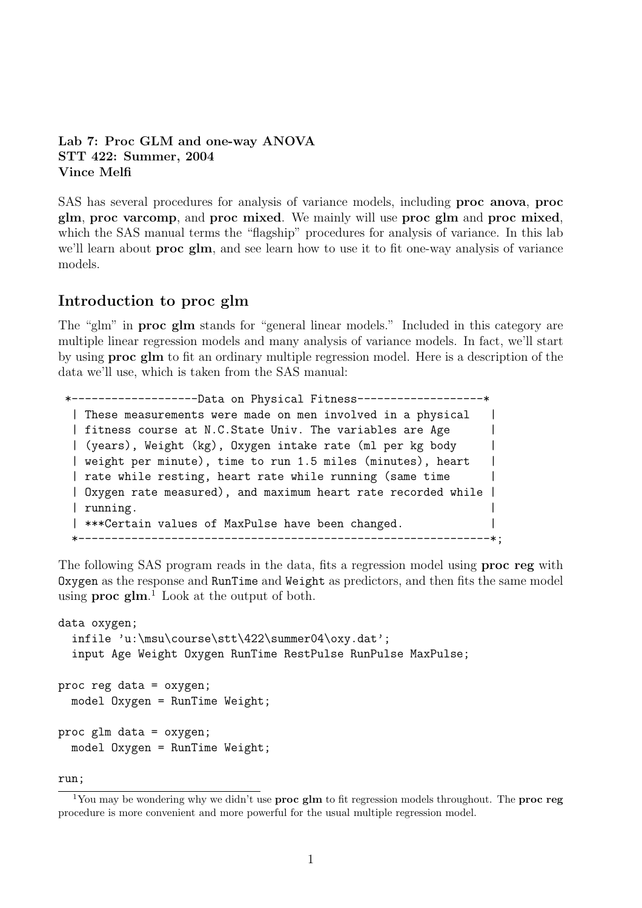**Lab 7: Proc GLM and one-way ANOVA**
**STT 422: Summer, 2004**
**Vince Melfi**

SAS has several procedures for analysis of variance models, including **proc anova**, **proc glm**, **proc varcomp**, and **proc mixed**. We mainly will use **proc glm** and **proc mixed**, which the SAS manual terms the "flagship" procedures for analysis of variance. In this lab we'll learn about **proc glm**, and see learn how to use it to fit one-way analysis of variance models.

## Introduction to proc glm

The "glm" in **proc glm** stands for "general linear models." Included in this category are multiple linear regression models and many analysis of variance models. In fact, we'll start by using **proc glm** to fit an ordinary multiple regression model. Here is a description of the data we'll use, which is taken from the SAS manual:

```
*-------------------Data on Physical Fitness-------------------*
 | These measurements were made on men involved in a physical   |
 | fitness course at N.C.State Univ. The variables are Age      |
 | (years), Weight (kg), Oxygen intake rate (ml per kg body     |
 | weight per minute), time to run 1.5 miles (minutes), heart   |
 | rate while resting, heart rate while running (same time      |
 | Oxygen rate measured), and maximum heart rate recorded while |
 | running.                                                     |
 | ***Certain values of MaxPulse have been changed.             |
 *--------------------------------------------------------------*;
```

The following SAS program reads in the data, fits a regression model using **proc reg** with `Oxygen` as the response and `RunTime` and `Weight` as predictors, and then fits the same model using **proc glm**.[1] Look at the output of both.

```
data oxygen;
  infile 'u:\msu\course\stt\422\summer04\oxy.dat';
  input Age Weight Oxygen RunTime RestPulse RunPulse MaxPulse;

proc reg data = oxygen;
  model Oxygen = RunTime Weight;

proc glm data = oxygen;
  model Oxygen = RunTime Weight;

run;
```

[1] You may be wondering why we didn't use **proc glm** to fit regression models throughout. The **proc reg** procedure is more convenient and more powerful for the usual multiple regression model.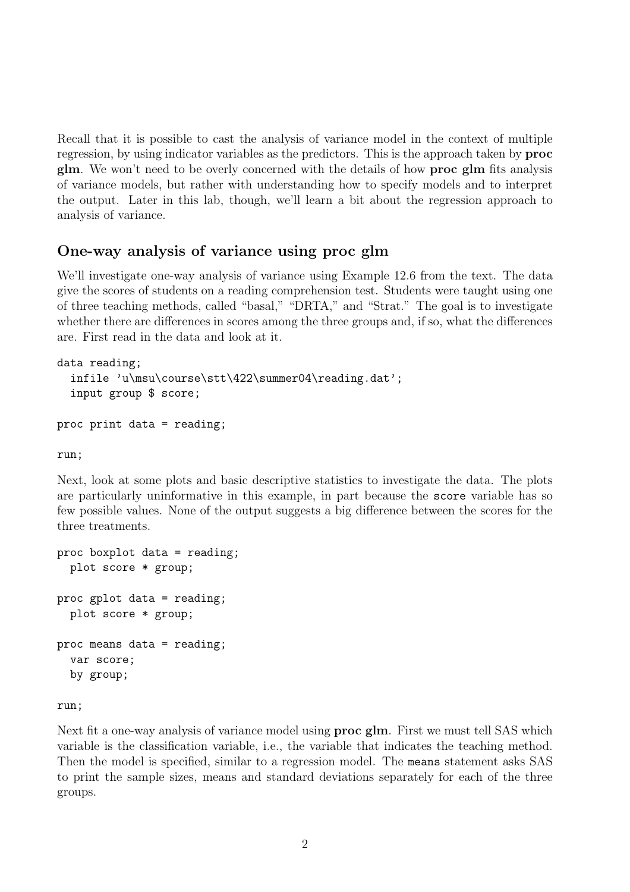Recall that it is possible to cast the analysis of variance model in the context of multiple regression, by using indicator variables as the predictors. This is the approach taken by **proc glm**. We won't need to be overly concerned with the details of how **proc glm** fits analysis of variance models, but rather with understanding how to specify models and to interpret the output. Later in this lab, though, we'll learn a bit about the regression approach to analysis of variance.

## One-way analysis of variance using proc glm

We'll investigate one-way analysis of variance using Example 12.6 from the text. The data give the scores of students on a reading comprehension test. Students were taught using one of three teaching methods, called "basal," "DRTA," and "Strat." The goal is to investigate whether there are differences in scores among the three groups and, if so, what the differences are. First read in the data and look at it.

```
data reading;
  infile 'u\msu\course\stt\422\summer04\reading.dat';
  input group $ score;

proc print data = reading;

run;
```

Next, look at some plots and basic descriptive statistics to investigate the data. The plots are particularly uninformative in this example, in part because the `score` variable has so few possible values. None of the output suggests a big difference between the scores for the three treatments.

```
proc boxplot data = reading;
  plot score * group;

proc gplot data = reading;
  plot score * group;

proc means data = reading;
  var score;
  by group;

run;
```

Next fit a one-way analysis of variance model using **proc glm**. First we must tell SAS which variable is the classification variable, i.e., the variable that indicates the teaching method. Then the model is specified, similar to a regression model. The `means` statement asks SAS to print the sample sizes, means and standard deviations separately for each of the three groups.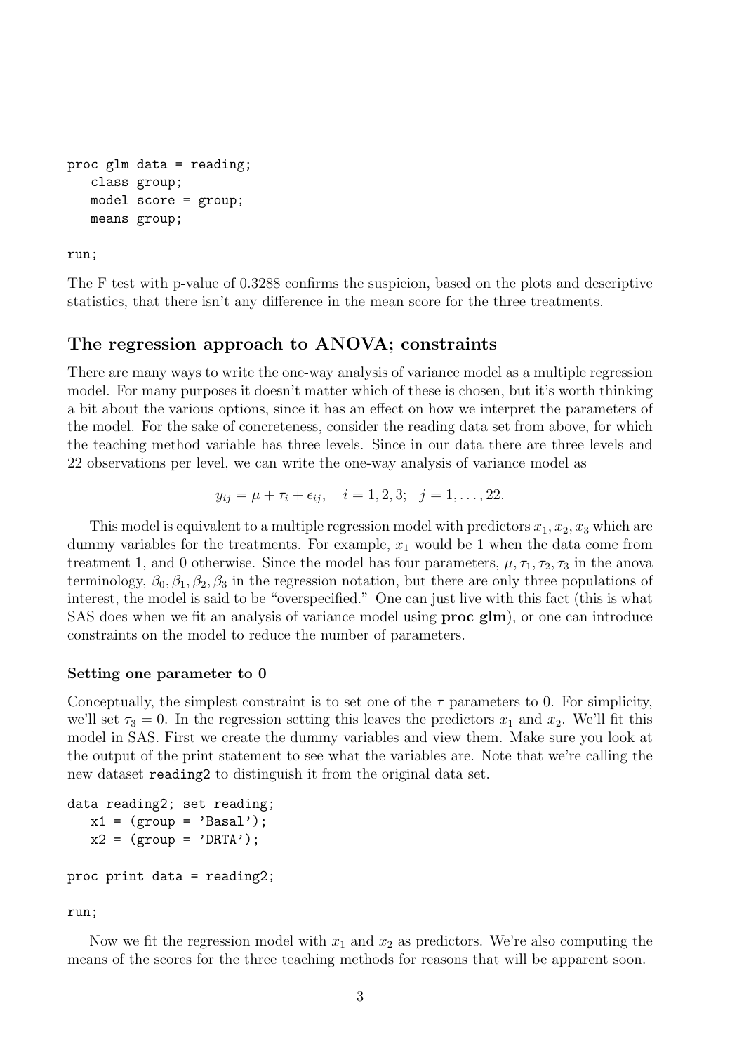```
proc glm data = reading;
   class group;
   model score = group;
   means group;

run;
```

The F test with p-value of 0.3288 confirms the suspicion, based on the plots and descriptive statistics, that there isn't any difference in the mean score for the three treatments.

## The regression approach to ANOVA; constraints

There are many ways to write the one-way analysis of variance model as a multiple regression model. For many purposes it doesn't matter which of these is chosen, but it's worth thinking a bit about the various options, since it has an effect on how we interpret the parameters of the model. For the sake of concreteness, consider the reading data set from above, for which the teaching method variable has three levels. Since in our data there are three levels and 22 observations per level, we can write the one-way analysis of variance model as

$$y_{ij} = \mu + \tau_i + \epsilon_{ij}, \quad i = 1, 2, 3; \quad j = 1, \ldots, 22.$$

This model is equivalent to a multiple regression model with predictors $x_1, x_2, x_3$ which are dummy variables for the treatments. For example, $x_1$ would be 1 when the data come from treatment 1, and 0 otherwise. Since the model has four parameters, $\mu, \tau_1, \tau_2, \tau_3$ in the anova terminology, $\beta_0, \beta_1, \beta_2, \beta_3$ in the regression notation, but there are only three populations of interest, the model is said to be "overspecified." One can just live with this fact (this is what SAS does when we fit an analysis of variance model using **proc glm**), or one can introduce constraints on the model to reduce the number of parameters.

### Setting one parameter to 0

Conceptually, the simplest constraint is to set one of the $\tau$ parameters to 0. For simplicity, we'll set $\tau_3 = 0$. In the regression setting this leaves the predictors $x_1$ and $x_2$. We'll fit this model in SAS. First we create the dummy variables and view them. Make sure you look at the output of the print statement to see what the variables are. Note that we're calling the new dataset `reading2` to distinguish it from the original data set.

```
data reading2; set reading;
   x1 = (group = 'Basal');
   x2 = (group = 'DRTA');

proc print data = reading2;

run;
```

Now we fit the regression model with $x_1$ and $x_2$ as predictors. We're also computing the means of the scores for the three teaching methods for reasons that will be apparent soon.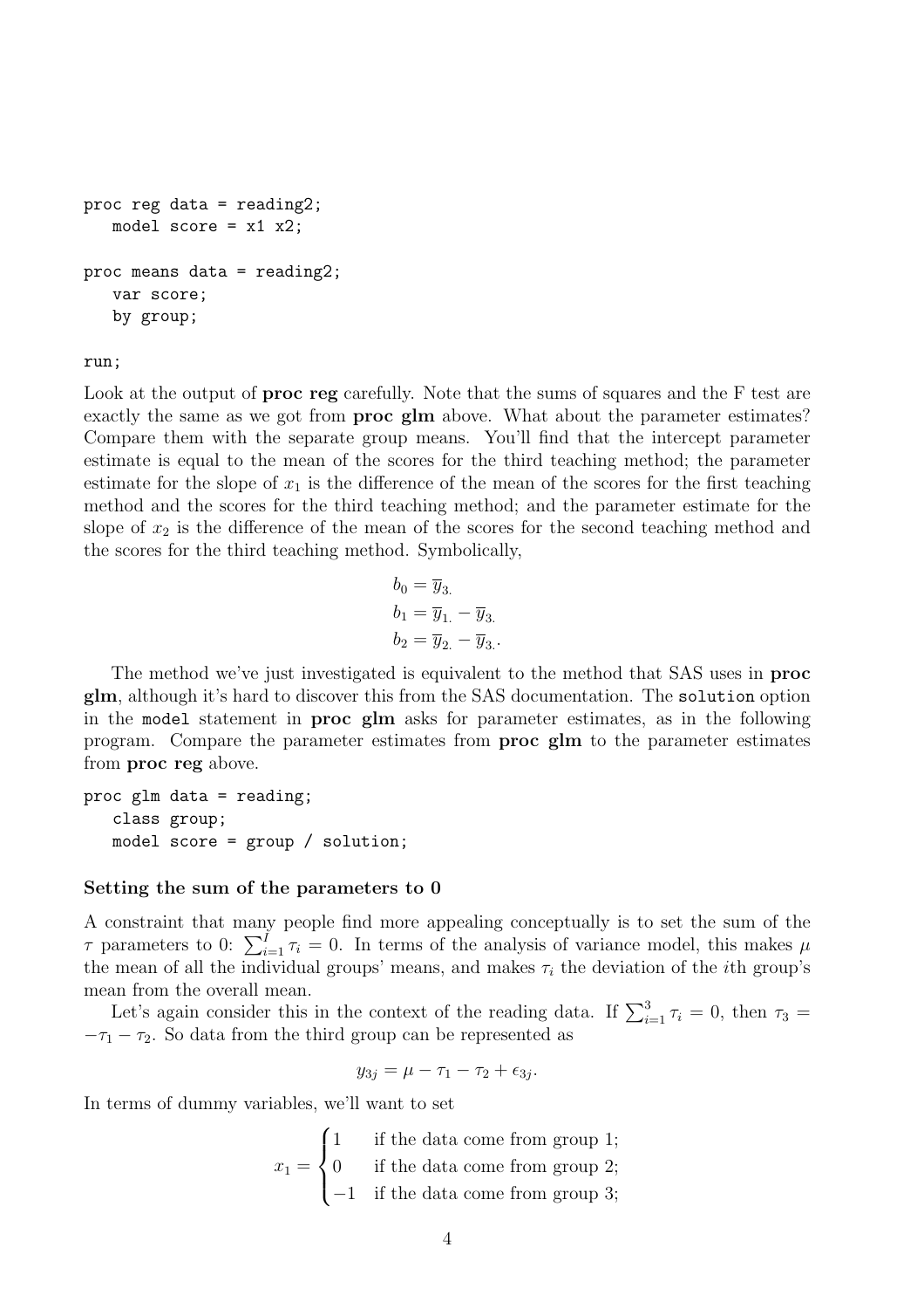```
proc reg data = reading2;
   model score = x1 x2;

proc means data = reading2;
   var score;
   by group;

run;
```

Look at the output of **proc reg** carefully. Note that the sums of squares and the F test are exactly the same as we got from **proc glm** above. What about the parameter estimates? Compare them with the separate group means. You'll find that the intercept parameter estimate is equal to the mean of the scores for the third teaching method; the parameter estimate for the slope of $x_1$ is the difference of the mean of the scores for the first teaching method and the scores for the third teaching method; and the parameter estimate for the slope of $x_2$ is the difference of the mean of the scores for the second teaching method and the scores for the third teaching method. Symbolically,

$$
\begin{aligned}
b_0 &= \overline{y}_{3.} \\
b_1 &= \overline{y}_{1.} - \overline{y}_{3.} \\
b_2 &= \overline{y}_{2.} - \overline{y}_{3.}.
\end{aligned}
$$

The method we've just investigated is equivalent to the method that SAS uses in **proc glm**, although it's hard to discover this from the SAS documentation. The `solution` option in the `model` statement in **proc glm** asks for parameter estimates, as in the following program. Compare the parameter estimates from **proc glm** to the parameter estimates from **proc reg** above.

```
proc glm data = reading;
   class group;
   model score = group / solution;
```

### Setting the sum of the parameters to 0

A constraint that many people find more appealing conceptually is to set the sum of the $\tau$ parameters to 0: $\sum_{i=1}^{I} \tau_i = 0$. In terms of the analysis of variance model, this makes $\mu$ the mean of all the individual groups' means, and makes $\tau_i$ the deviation of the $i$th group's mean from the overall mean.

Let's again consider this in the context of the reading data. If $\sum_{i=1}^{3} \tau_i = 0$, then $\tau_3 = -\tau_1 - \tau_2$. So data from the third group can be represented as

$$y_{3j} = \mu - \tau_1 - \tau_2 + \epsilon_{3j}.$$

In terms of dummy variables, we'll want to set

$$
x_1 = \begin{cases} 1 & \text{if the data come from group 1;} \\ 0 & \text{if the data come from group 2;} \\ -1 & \text{if the data come from group 3;} \end{cases}
$$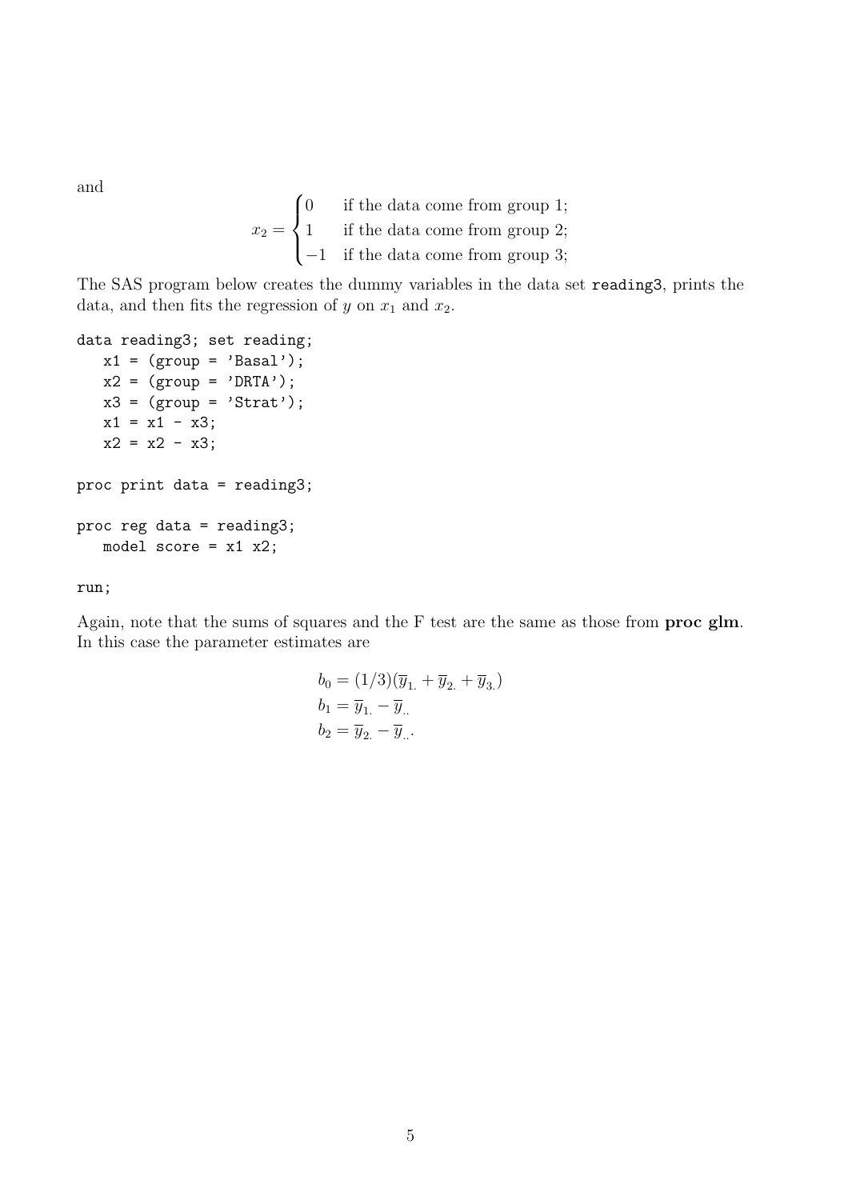and

$$
x_2 = \begin{cases} 0 & \text{if the data come from group 1;} \\ 1 & \text{if the data come from group 2;} \\ -1 & \text{if the data come from group 3;} \end{cases}
$$

The SAS program below creates the dummy variables in the data set `reading3`, prints the data, and then fits the regression of $y$ on $x_1$ and $x_2$.

```
data reading3; set reading;
   x1 = (group = 'Basal');
   x2 = (group = 'DRTA');
   x3 = (group = 'Strat');
   x1 = x1 - x3;
   x2 = x2 - x3;

proc print data = reading3;

proc reg data = reading3;
   model score = x1 x2;

run;
```

Again, note that the sums of squares and the F test are the same as those from **proc glm**. In this case the parameter estimates are

$$
\begin{aligned}
b_0 &= (1/3)(\overline{y}_{1.} + \overline{y}_{2.} + \overline{y}_{3.}) \\
b_1 &= \overline{y}_{1.} - \overline{y}_{..} \\
b_2 &= \overline{y}_{2.} - \overline{y}_{..}.
\end{aligned}
$$